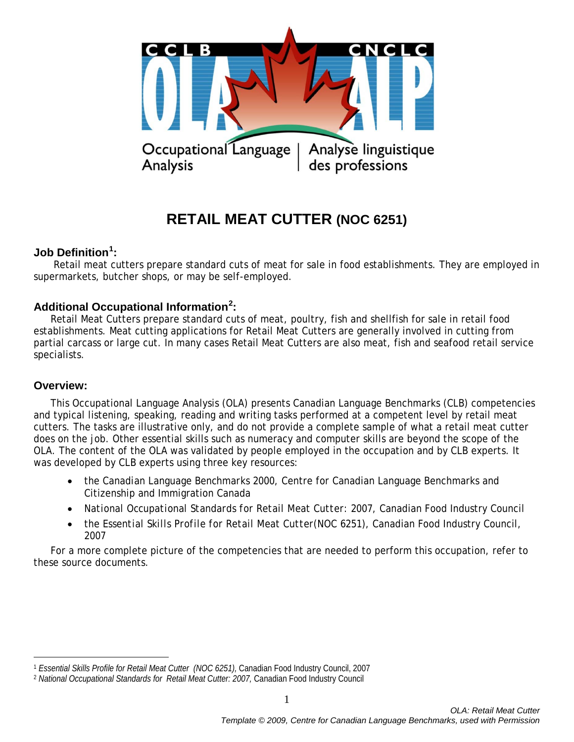CCLB CNCLC

OLA AILP

Occupational Language Analysis | Analyse linguistique des professions

# RETAIL MEAT CUTTER (NOC 6251)

### Job Definition[1]:

Retail meat cutters prepare standard cuts of meat for sale in food establishments. They are employed in supermarkets, butcher shops, or may be self-employed.

### Additional Occupational Information[2]:

Retail Meat Cutters prepare standard cuts of meat, poultry, fish and shellfish for sale in retail food establishments. Meat cutting applications for Retail Meat Cutters are generally involved in cutting from partial carcass or large cut. In many cases Retail Meat Cutters are also meat, fish and seafood retail service specialists.

### Overview:

This Occupational Language Analysis (OLA) presents Canadian Language Benchmarks (CLB) competencies and typical listening, speaking, reading and writing tasks performed at a competent level by retail meat cutters. The tasks are illustrative only, and do not provide a complete sample of what a retail meat cutter does on the job. Other essential skills such as numeracy and computer skills are beyond the scope of the OLA. The content of the OLA was validated by people employed in the occupation and by CLB experts. It was developed by CLB experts using three key resources:

- the Canadian Language Benchmarks 2000, Centre for Canadian Language Benchmarks and Citizenship and Immigration Canada
- *National Occupational Standards for Retail Meat Cutter*: 2007, Canadian Food Industry Council
- the *Essential Skills Profile for Retail Meat Cutter*(NOC 6251), Canadian Food Industry Council, 2007

For a more complete picture of the competencies that are needed to perform this occupation, refer to these source documents.

---

[1] *Essential Skills Profile for Retail Meat Cutter (NOC 6251),* Canadian Food Industry Council, 2007

[2] *National Occupational Standards for Retail Meat Cutter: 2007,* Canadian Food Industry Council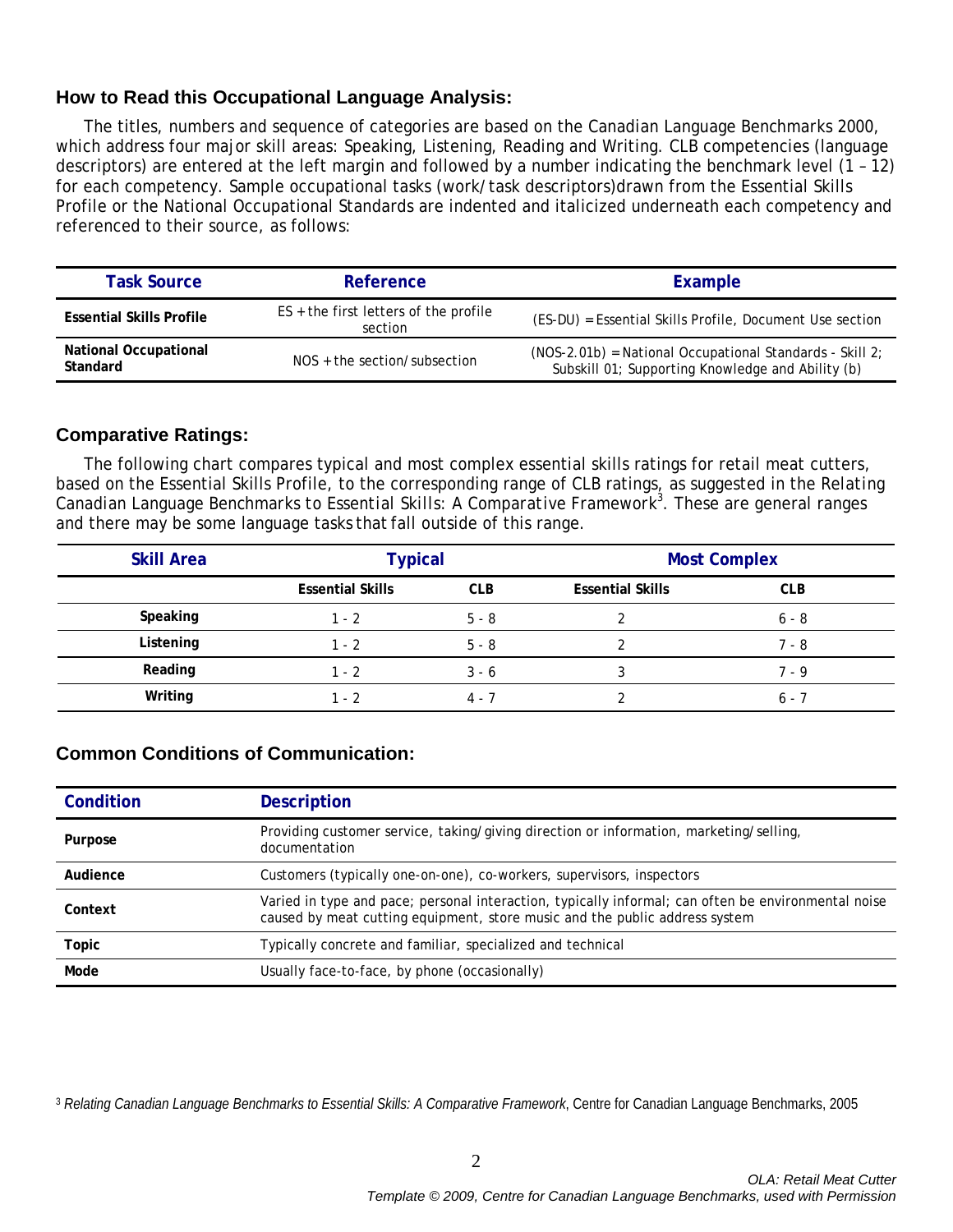## How to Read this Occupational Language Analysis:

The titles, numbers and sequence of categories are based on the Canadian Language Benchmarks 2000, which address four major skill areas: Speaking, Listening, Reading and Writing. CLB competencies (language descriptors) are entered at the left margin and followed by a number indicating the benchmark level (1 – 12) for each competency. Sample occupational tasks (work/task descriptors)drawn from the Essential Skills Profile or the National Occupational Standards are indented and italicized underneath each competency and referenced to their source, as follows:

| Task Source | Reference | Example |
|---|---|---|
| **Essential Skills Profile** | ES + the first letters of the profile section | (ES-DU) = Essential Skills Profile, Document Use section |
| **National Occupational Standard** | NOS + the section/subsection | (NOS-2.01b) = National Occupational Standards - Skill 2; Subskill 01; Supporting Knowledge and Ability (b) |

## Comparative Ratings:

The following chart compares typical and most complex essential skills ratings for retail meat cutters, based on the Essential Skills Profile, to the corresponding range of CLB ratings, as suggested in the *Relating Canadian Language Benchmarks to Essential Skills: A Comparative Framework*[3]. These are general ranges and there may be some language tasks that fall outside of this range.

| Skill Area | Typical | | Most Complex | |
|---|---|---|---|---|
| | **Essential Skills** | **CLB** | **Essential Skills** | **CLB** |
| **Speaking** | 1 - 2 | 5 - 8 | 2 | 6 - 8 |
| **Listening** | 1 - 2 | 5 - 8 | 2 | 7 - 8 |
| **Reading** | 1 - 2 | 3 - 6 | 3 | 7 - 9 |
| **Writing** | 1 - 2 | 4 - 7 | 2 | 6 - 7 |

## Common Conditions of Communication:

| Condition | Description |
|---|---|
| **Purpose** | Providing customer service, taking/giving direction or information, marketing/selling, documentation |
| **Audience** | Customers (typically one-on-one), co-workers, supervisors, inspectors |
| **Context** | Varied in type and pace; personal interaction, typically informal; can often be environmental noise caused by meat cutting equipment, store music and the public address system |
| **Topic** | Typically concrete and familiar, specialized and technical |
| **Mode** | Usually face-to-face, by phone (occasionally) |

[3] *Relating Canadian Language Benchmarks to Essential Skills: A Comparative Framework*, Centre for Canadian Language Benchmarks, 2005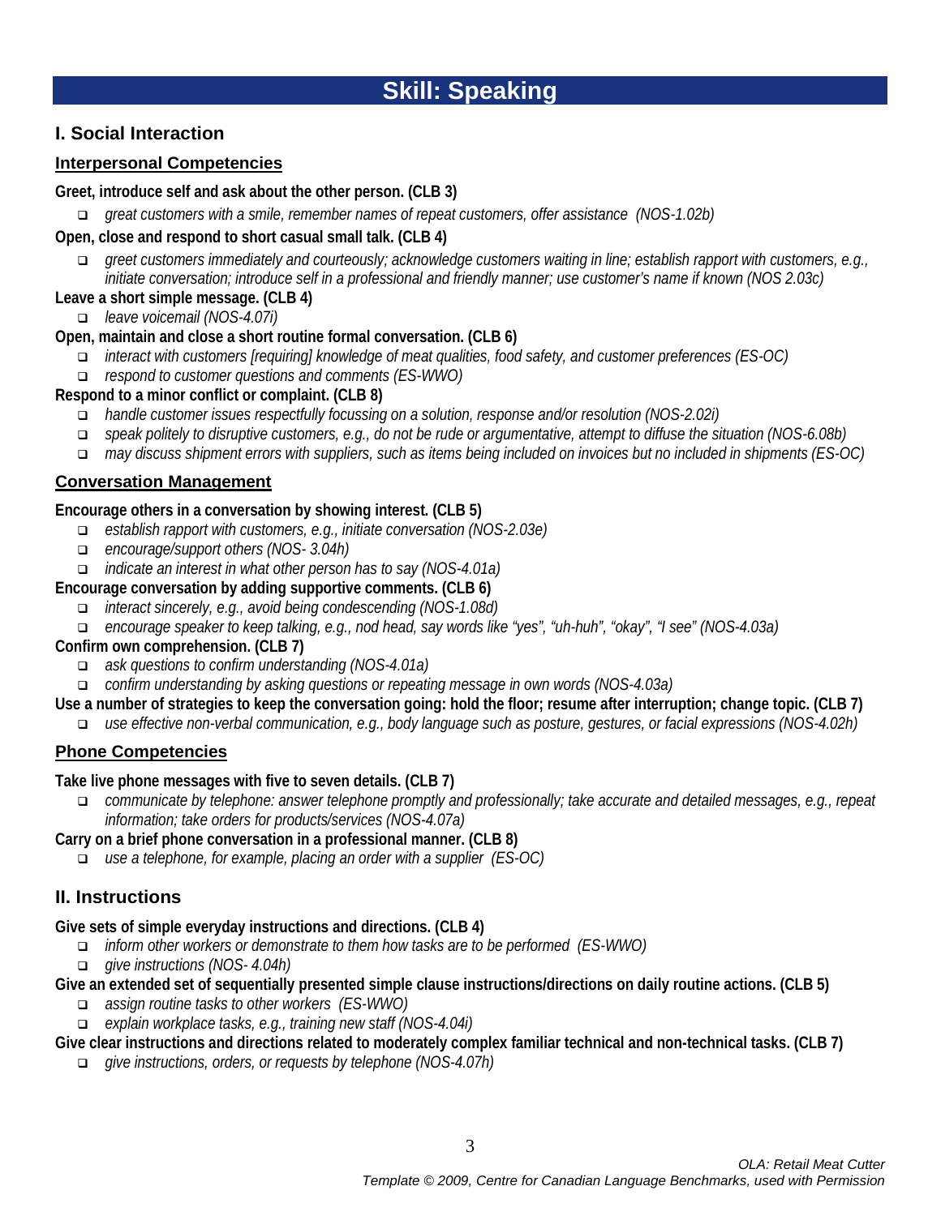# Skill: Speaking

## I. Social Interaction

### Interpersonal Competencies

**Greet, introduce self and ask about the other person. (CLB 3)**

- *great customers with a smile, remember names of repeat customers, offer assistance (NOS-1.02b)*

**Open, close and respond to short casual small talk. (CLB 4)**

- *greet customers immediately and courteously; acknowledge customers waiting in line; establish rapport with customers, e.g., initiate conversation; introduce self in a professional and friendly manner; use customer's name if known (NOS 2.03c)*

**Leave a short simple message. (CLB 4)**

- *leave voicemail (NOS-4.07i)*

**Open, maintain and close a short routine formal conversation. (CLB 6)**

- *interact with customers [requiring] knowledge of meat qualities, food safety, and customer preferences (ES-OC)*
- *respond to customer questions and comments (ES-WWO)*

**Respond to a minor conflict or complaint. (CLB 8)**

- *handle customer issues respectfully focussing on a solution, response and/or resolution (NOS-2.02i)*
- *speak politely to disruptive customers, e.g., do not be rude or argumentative, attempt to diffuse the situation (NOS-6.08b)*
- *may discuss shipment errors with suppliers, such as items being included on invoices but no included in shipments (ES-OC)*

### Conversation Management

**Encourage others in a conversation by showing interest. (CLB 5)**

- *establish rapport with customers, e.g., initiate conversation (NOS-2.03e)*
- *encourage/support others (NOS- 3.04h)*
- *indicate an interest in what other person has to say (NOS-4.01a)*

**Encourage conversation by adding supportive comments. (CLB 6)**

- *interact sincerely, e.g., avoid being condescending (NOS-1.08d)*
- *encourage speaker to keep talking, e.g., nod head, say words like "yes", "uh-huh", "okay", "I see" (NOS-4.03a)*

**Confirm own comprehension. (CLB 7)**

- *ask questions to confirm understanding (NOS-4.01a)*
- *confirm understanding by asking questions or repeating message in own words (NOS-4.03a)*

**Use a number of strategies to keep the conversation going: hold the floor; resume after interruption; change topic. (CLB 7)**

- *use effective non-verbal communication, e.g., body language such as posture, gestures, or facial expressions (NOS-4.02h)*

### Phone Competencies

**Take live phone messages with five to seven details. (CLB 7)**

- *communicate by telephone: answer telephone promptly and professionally; take accurate and detailed messages, e.g., repeat information; take orders for products/services (NOS-4.07a)*

**Carry on a brief phone conversation in a professional manner. (CLB 8)**

- *use a telephone, for example, placing an order with a supplier (ES-OC)*

## II. Instructions

**Give sets of simple everyday instructions and directions. (CLB 4)**

- *inform other workers or demonstrate to them how tasks are to be performed (ES-WWO)*
- *give instructions (NOS- 4.04h)*

**Give an extended set of sequentially presented simple clause instructions/directions on daily routine actions. (CLB 5)**

- *assign routine tasks to other workers (ES-WWO)*
- *explain workplace tasks, e.g., training new staff (NOS-4.04i)*

**Give clear instructions and directions related to moderately complex familiar technical and non-technical tasks. (CLB 7)**

- *give instructions, orders, or requests by telephone (NOS-4.07h)*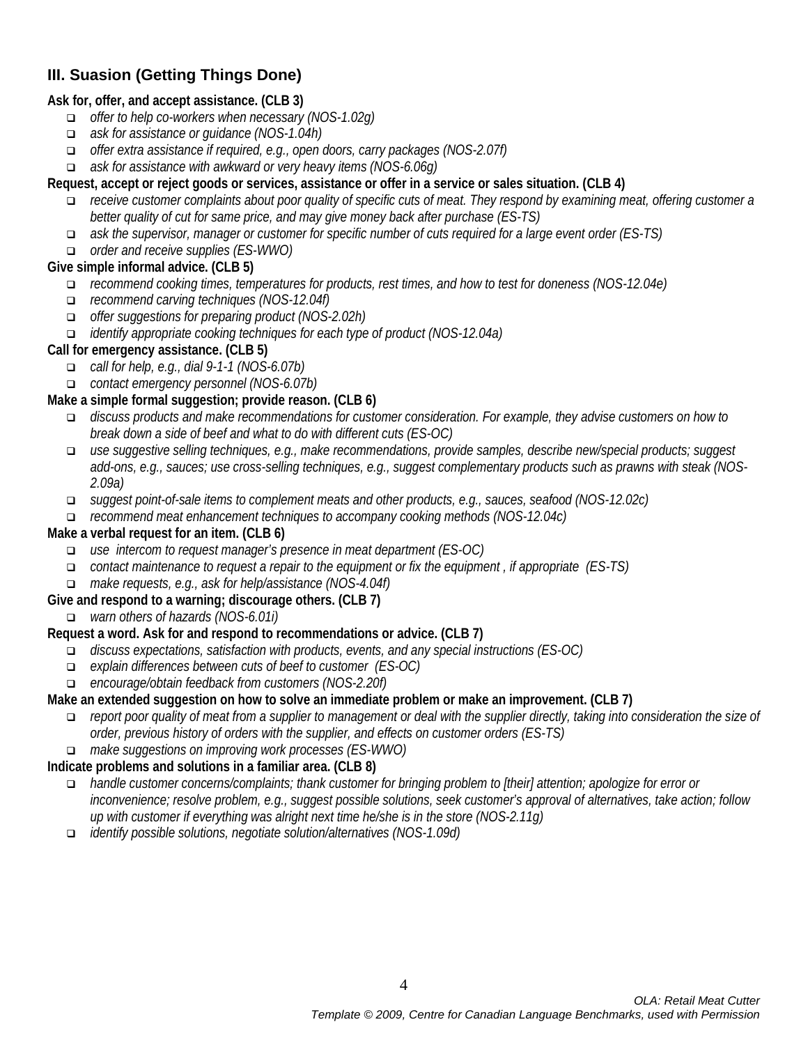## III. Suasion (Getting Things Done)

**Ask for, offer, and accept assistance. (CLB 3)**

- *offer to help co-workers when necessary (NOS-1.02g)*
- *ask for assistance or guidance (NOS-1.04h)*
- *offer extra assistance if required, e.g., open doors, carry packages (NOS-2.07f)*
- *ask for assistance with awkward or very heavy items (NOS-6.06g)*

**Request, accept or reject goods or services, assistance or offer in a service or sales situation. (CLB 4)**

- *receive customer complaints about poor quality of specific cuts of meat. They respond by examining meat, offering customer a better quality of cut for same price, and may give money back after purchase (ES-TS)*
- *ask the supervisor, manager or customer for specific number of cuts required for a large event order (ES-TS)*
- *order and receive supplies (ES-WWO)*

**Give simple informal advice. (CLB 5)**

- *recommend cooking times, temperatures for products, rest times, and how to test for doneness (NOS-12.04e)*
- *recommend carving techniques (NOS-12.04f)*
- *offer suggestions for preparing product (NOS-2.02h)*
- *identify appropriate cooking techniques for each type of product (NOS-12.04a)*

**Call for emergency assistance. (CLB 5)**

- *call for help, e.g., dial 9-1-1 (NOS-6.07b)*
- *contact emergency personnel (NOS-6.07b)*

**Make a simple formal suggestion; provide reason. (CLB 6)**

- *discuss products and make recommendations for customer consideration. For example, they advise customers on how to break down a side of beef and what to do with different cuts (ES-OC)*
- *use suggestive selling techniques, e.g., make recommendations, provide samples, describe new/special products; suggest add-ons, e.g., sauces; use cross-selling techniques, e.g., suggest complementary products such as prawns with steak (NOS-2.09a)*
- *suggest point-of-sale items to complement meats and other products, e.g., sauces, seafood (NOS-12.02c)*
- *recommend meat enhancement techniques to accompany cooking methods (NOS-12.04c)*

**Make a verbal request for an item. (CLB 6)**

- *use intercom to request manager's presence in meat department (ES-OC)*
- *contact maintenance to request a repair to the equipment or fix the equipment , if appropriate (ES-TS)*
- *make requests, e.g., ask for help/assistance (NOS-4.04f)*

**Give and respond to a warning; discourage others. (CLB 7)**

- *warn others of hazards (NOS-6.01i)*

**Request a word. Ask for and respond to recommendations or advice. (CLB 7)**

- *discuss expectations, satisfaction with products, events, and any special instructions (ES-OC)*
- *explain differences between cuts of beef to customer (ES-OC)*
- *encourage/obtain feedback from customers (NOS-2.20f)*

**Make an extended suggestion on how to solve an immediate problem or make an improvement. (CLB 7)**

- *report poor quality of meat from a supplier to management or deal with the supplier directly, taking into consideration the size of order, previous history of orders with the supplier, and effects on customer orders (ES-TS)*
- *make suggestions on improving work processes (ES-WWO)*

**Indicate problems and solutions in a familiar area. (CLB 8)**

- *handle customer concerns/complaints; thank customer for bringing problem to [their] attention; apologize for error or inconvenience; resolve problem, e.g., suggest possible solutions, seek customer's approval of alternatives, take action; follow up with customer if everything was alright next time he/she is in the store (NOS-2.11g)*
- *identify possible solutions, negotiate solution/alternatives (NOS-1.09d)*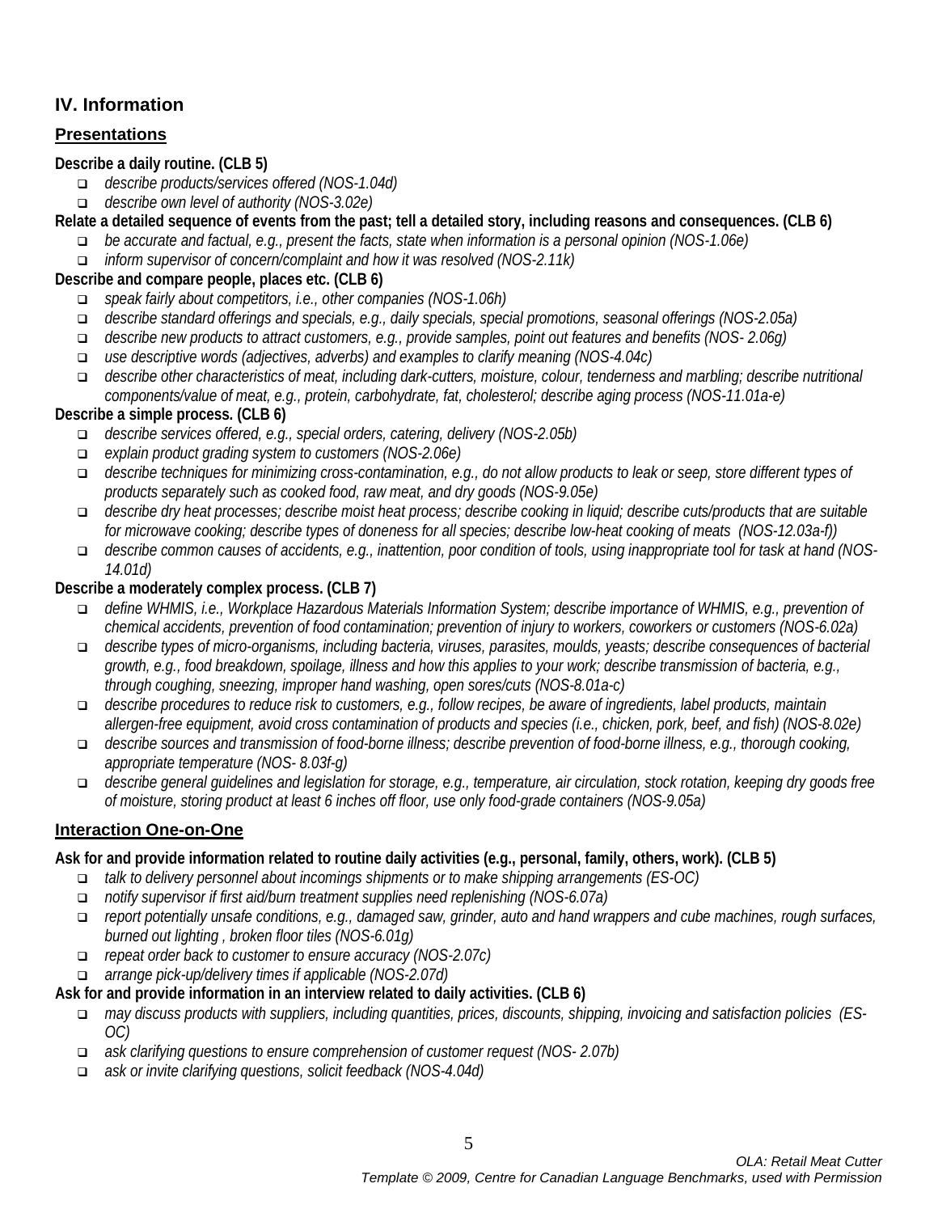## IV. Information

### Presentations

**Describe a daily routine. (CLB 5)**

- *describe products/services offered (NOS-1.04d)*
- *describe own level of authority (NOS-3.02e)*

**Relate a detailed sequence of events from the past; tell a detailed story, including reasons and consequences. (CLB 6)**

- *be accurate and factual, e.g., present the facts, state when information is a personal opinion (NOS-1.06e)*
- *inform supervisor of concern/complaint and how it was resolved (NOS-2.11k)*

**Describe and compare people, places etc. (CLB 6)**

- *speak fairly about competitors, i.e., other companies (NOS-1.06h)*
- *describe standard offerings and specials, e.g., daily specials, special promotions, seasonal offerings (NOS-2.05a)*
- *describe new products to attract customers, e.g., provide samples, point out features and benefits (NOS- 2.06g)*
- *use descriptive words (adjectives, adverbs) and examples to clarify meaning (NOS-4.04c)*
- *describe other characteristics of meat, including dark-cutters, moisture, colour, tenderness and marbling; describe nutritional components/value of meat, e.g., protein, carbohydrate, fat, cholesterol; describe aging process (NOS-11.01a-e)*

**Describe a simple process. (CLB 6)**

- *describe services offered, e.g., special orders, catering, delivery (NOS-2.05b)*
- *explain product grading system to customers (NOS-2.06e)*
- *describe techniques for minimizing cross-contamination, e.g., do not allow products to leak or seep, store different types of products separately such as cooked food, raw meat, and dry goods (NOS-9.05e)*
- *describe dry heat processes; describe moist heat process; describe cooking in liquid; describe cuts/products that are suitable for microwave cooking; describe types of doneness for all species; describe low-heat cooking of meats (NOS-12.03a-f))*
- *describe common causes of accidents, e.g., inattention, poor condition of tools, using inappropriate tool for task at hand (NOS-14.01d)*

**Describe a moderately complex process. (CLB 7)**

- *define WHMIS, i.e., Workplace Hazardous Materials Information System; describe importance of WHMIS, e.g., prevention of chemical accidents, prevention of food contamination; prevention of injury to workers, coworkers or customers (NOS-6.02a)*
- *describe types of micro-organisms, including bacteria, viruses, parasites, moulds, yeasts; describe consequences of bacterial growth, e.g., food breakdown, spoilage, illness and how this applies to your work; describe transmission of bacteria, e.g., through coughing, sneezing, improper hand washing, open sores/cuts (NOS-8.01a-c)*
- *describe procedures to reduce risk to customers, e.g., follow recipes, be aware of ingredients, label products, maintain allergen-free equipment, avoid cross contamination of products and species (i.e., chicken, pork, beef, and fish) (NOS-8.02e)*
- *describe sources and transmission of food-borne illness; describe prevention of food-borne illness, e.g., thorough cooking, appropriate temperature (NOS- 8.03f-g)*
- *describe general guidelines and legislation for storage, e.g., temperature, air circulation, stock rotation, keeping dry goods free of moisture, storing product at least 6 inches off floor, use only food-grade containers (NOS-9.05a)*

### Interaction One-on-One

**Ask for and provide information related to routine daily activities (e.g., personal, family, others, work). (CLB 5)**

- *talk to delivery personnel about incomings shipments or to make shipping arrangements (ES-OC)*
- *notify supervisor if first aid/burn treatment supplies need replenishing (NOS-6.07a)*
- *report potentially unsafe conditions, e.g., damaged saw, grinder, auto and hand wrappers and cube machines, rough surfaces, burned out lighting , broken floor tiles (NOS-6.01g)*
- *repeat order back to customer to ensure accuracy (NOS-2.07c)*
- *arrange pick-up/delivery times if applicable (NOS-2.07d)*

**Ask for and provide information in an interview related to daily activities. (CLB 6)**

- *may discuss products with suppliers, including quantities, prices, discounts, shipping, invoicing and satisfaction policies (ES-OC)*
- *ask clarifying questions to ensure comprehension of customer request (NOS- 2.07b)*
- *ask or invite clarifying questions, solicit feedback (NOS-4.04d)*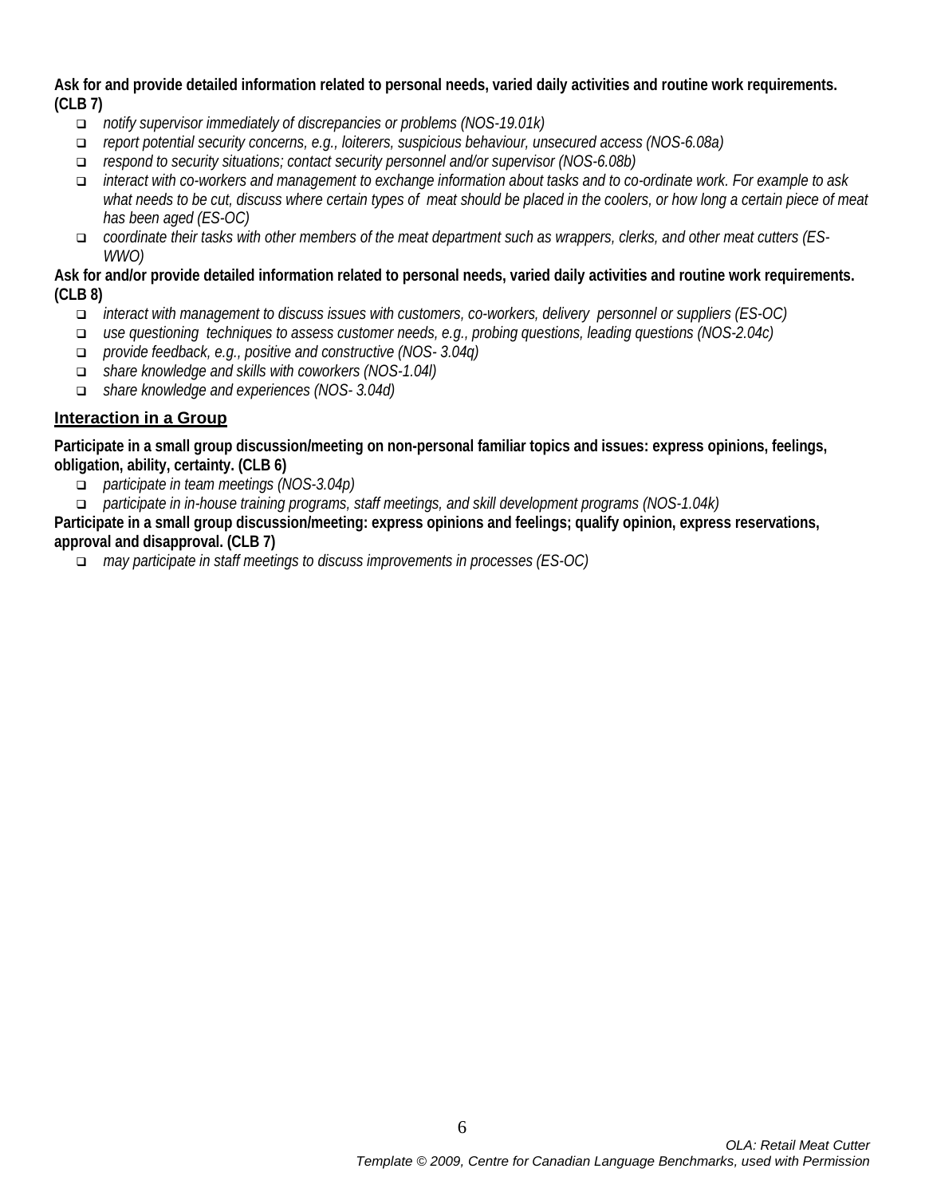**Ask for and provide detailed information related to personal needs, varied daily activities and routine work requirements. (CLB 7)**

- *notify supervisor immediately of discrepancies or problems (NOS-19.01k)*
- *report potential security concerns, e.g., loiterers, suspicious behaviour, unsecured access (NOS-6.08a)*
- *respond to security situations; contact security personnel and/or supervisor (NOS-6.08b)*
- *interact with co-workers and management to exchange information about tasks and to co-ordinate work. For example to ask what needs to be cut, discuss where certain types of meat should be placed in the coolers, or how long a certain piece of meat has been aged (ES-OC)*
- *coordinate their tasks with other members of the meat department such as wrappers, clerks, and other meat cutters (ES-WWO)*

**Ask for and/or provide detailed information related to personal needs, varied daily activities and routine work requirements. (CLB 8)**

- *interact with management to discuss issues with customers, co-workers, delivery personnel or suppliers (ES-OC)*
- *use questioning techniques to assess customer needs, e.g., probing questions, leading questions (NOS-2.04c)*
- *provide feedback, e.g., positive and constructive (NOS- 3.04q)*
- *share knowledge and skills with coworkers (NOS-1.04l)*
- *share knowledge and experiences (NOS- 3.04d)*

## Interaction in a Group

**Participate in a small group discussion/meeting on non-personal familiar topics and issues: express opinions, feelings, obligation, ability, certainty. (CLB 6)**

- *participate in team meetings (NOS-3.04p)*
- *participate in in-house training programs, staff meetings, and skill development programs (NOS-1.04k)*

**Participate in a small group discussion/meeting: express opinions and feelings; qualify opinion, express reservations, approval and disapproval. (CLB 7)**

- *may participate in staff meetings to discuss improvements in processes (ES-OC)*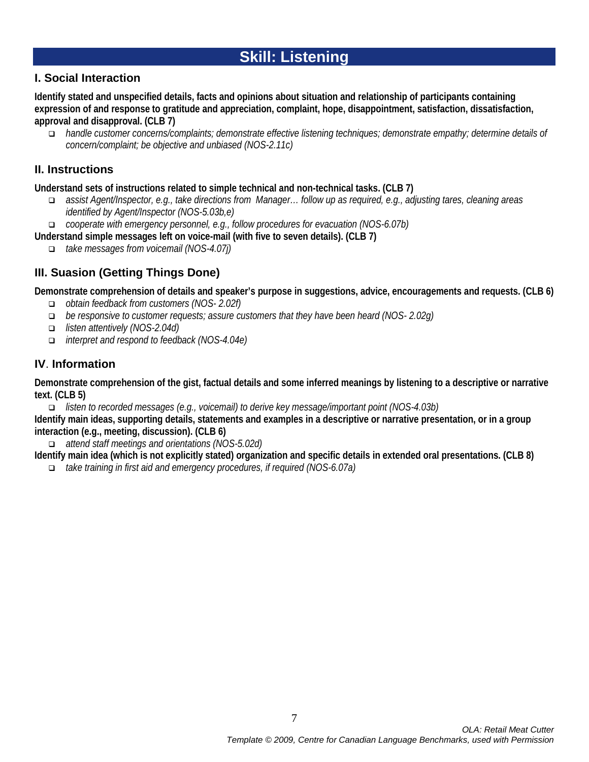# Skill: Listening

## I. Social Interaction

**Identify stated and unspecified details, facts and opinions about situation and relationship of participants containing expression of and response to gratitude and appreciation, complaint, hope, disappointment, satisfaction, dissatisfaction, approval and disapproval. (CLB 7)**

- *handle customer concerns/complaints; demonstrate effective listening techniques; demonstrate empathy; determine details of concern/complaint; be objective and unbiased (NOS-2.11c)*

## II. Instructions

**Understand sets of instructions related to simple technical and non-technical tasks. (CLB 7)**

- *assist Agent/Inspector, e.g., take directions from Manager… follow up as required, e.g., adjusting tares, cleaning areas identified by Agent/Inspector (NOS-5.03b,e)*
- *cooperate with emergency personnel, e.g., follow procedures for evacuation (NOS-6.07b)*

**Understand simple messages left on voice-mail (with five to seven details). (CLB 7)**

- *take messages from voicemail (NOS-4.07j)*

## III. Suasion (Getting Things Done)

**Demonstrate comprehension of details and speaker's purpose in suggestions, advice, encouragements and requests. (CLB 6)**

- *obtain feedback from customers (NOS- 2.02f)*
- *be responsive to customer requests; assure customers that they have been heard (NOS- 2.02g)*
- *listen attentively (NOS-2.04d)*
- *interpret and respond to feedback (NOS-4.04e)*

## IV. Information

**Demonstrate comprehension of the gist, factual details and some inferred meanings by listening to a descriptive or narrative text. (CLB 5)**

- *listen to recorded messages (e.g., voicemail) to derive key message/important point (NOS-4.03b)*

**Identify main ideas, supporting details, statements and examples in a descriptive or narrative presentation, or in a group interaction (e.g., meeting, discussion). (CLB 6)**

- *attend staff meetings and orientations (NOS-5.02d)*

**Identify main idea (which is not explicitly stated) organization and specific details in extended oral presentations. (CLB 8)**

- *take training in first aid and emergency procedures, if required (NOS-6.07a)*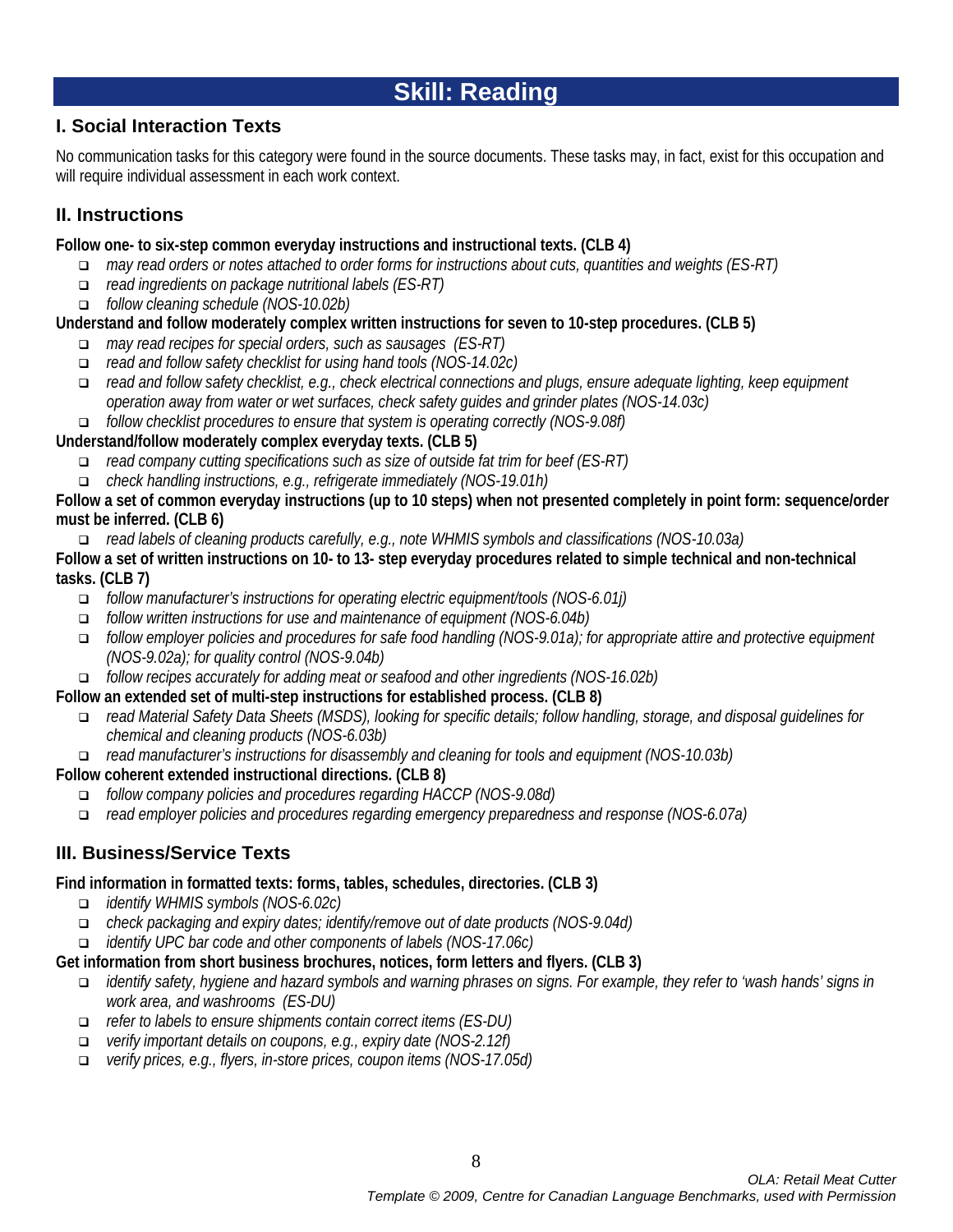# Skill: Reading

## I. Social Interaction Texts

No communication tasks for this category were found in the source documents. These tasks may, in fact, exist for this occupation and will require individual assessment in each work context.

## II. Instructions

**Follow one- to six-step common everyday instructions and instructional texts. (CLB 4)**

- *may read orders or notes attached to order forms for instructions about cuts, quantities and weights (ES-RT)*
- *read ingredients on package nutritional labels (ES-RT)*
- *follow cleaning schedule (NOS-10.02b)*

**Understand and follow moderately complex written instructions for seven to 10-step procedures. (CLB 5)**

- *may read recipes for special orders, such as sausages (ES-RT)*
- *read and follow safety checklist for using hand tools (NOS-14.02c)*
- *read and follow safety checklist, e.g., check electrical connections and plugs, ensure adequate lighting, keep equipment operation away from water or wet surfaces, check safety guides and grinder plates (NOS-14.03c)*
- *follow checklist procedures to ensure that system is operating correctly (NOS-9.08f)*

**Understand/follow moderately complex everyday texts. (CLB 5)**

- *read company cutting specifications such as size of outside fat trim for beef (ES-RT)*
- *check handling instructions, e.g., refrigerate immediately (NOS-19.01h)*

**Follow a set of common everyday instructions (up to 10 steps) when not presented completely in point form: sequence/order must be inferred. (CLB 6)**

- *read labels of cleaning products carefully, e.g., note WHMIS symbols and classifications (NOS-10.03a)*

**Follow a set of written instructions on 10- to 13- step everyday procedures related to simple technical and non-technical tasks. (CLB 7)**

- *follow manufacturer's instructions for operating electric equipment/tools (NOS-6.01j)*
- *follow written instructions for use and maintenance of equipment (NOS-6.04b)*
- *follow employer policies and procedures for safe food handling (NOS-9.01a); for appropriate attire and protective equipment (NOS-9.02a); for quality control (NOS-9.04b)*
- *follow recipes accurately for adding meat or seafood and other ingredients (NOS-16.02b)*

**Follow an extended set of multi-step instructions for established process. (CLB 8)**

- *read Material Safety Data Sheets (MSDS), looking for specific details; follow handling, storage, and disposal guidelines for chemical and cleaning products (NOS-6.03b)*
- *read manufacturer's instructions for disassembly and cleaning for tools and equipment (NOS-10.03b)*

**Follow coherent extended instructional directions. (CLB 8)**

- *follow company policies and procedures regarding HACCP (NOS-9.08d)*
- *read employer policies and procedures regarding emergency preparedness and response (NOS-6.07a)*

## III. Business/Service Texts

**Find information in formatted texts: forms, tables, schedules, directories. (CLB 3)**

- *identify WHMIS symbols (NOS-6.02c)*
- *check packaging and expiry dates; identify/remove out of date products (NOS-9.04d)*
- *identify UPC bar code and other components of labels (NOS-17.06c)*

**Get information from short business brochures, notices, form letters and flyers. (CLB 3)**

- *identify safety, hygiene and hazard symbols and warning phrases on signs. For example, they refer to 'wash hands' signs in work area, and washrooms (ES-DU)*
- *refer to labels to ensure shipments contain correct items (ES-DU)*
- *verify important details on coupons, e.g., expiry date (NOS-2.12f)*
- *verify prices, e.g., flyers, in-store prices, coupon items (NOS-17.05d)*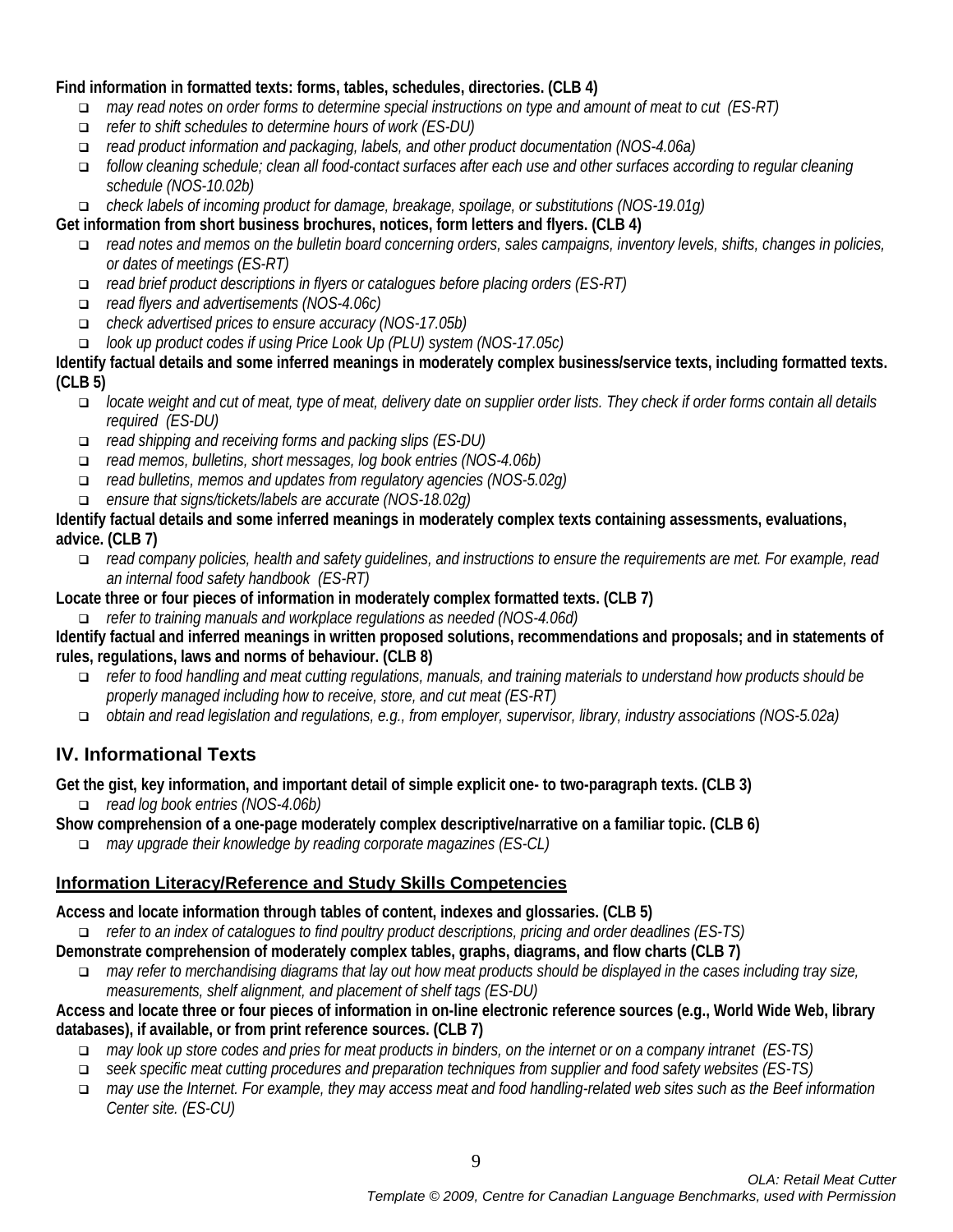**Find information in formatted texts: forms, tables, schedules, directories. (CLB 4)**

- *may read notes on order forms to determine special instructions on type and amount of meat to cut (ES-RT)*
- *refer to shift schedules to determine hours of work (ES-DU)*
- *read product information and packaging, labels, and other product documentation (NOS-4.06a)*
- *follow cleaning schedule; clean all food-contact surfaces after each use and other surfaces according to regular cleaning schedule (NOS-10.02b)*
- *check labels of incoming product for damage, breakage, spoilage, or substitutions (NOS-19.01g)*

**Get information from short business brochures, notices, form letters and flyers. (CLB 4)**

- *read notes and memos on the bulletin board concerning orders, sales campaigns, inventory levels, shifts, changes in policies, or dates of meetings (ES-RT)*
- *read brief product descriptions in flyers or catalogues before placing orders (ES-RT)*
- *read flyers and advertisements (NOS-4.06c)*
- *check advertised prices to ensure accuracy (NOS-17.05b)*
- *look up product codes if using Price Look Up (PLU) system (NOS-17.05c)*

**Identify factual details and some inferred meanings in moderately complex business/service texts, including formatted texts. (CLB 5)**

- *locate weight and cut of meat, type of meat, delivery date on supplier order lists. They check if order forms contain all details required (ES-DU)*
- *read shipping and receiving forms and packing slips (ES-DU)*
- *read memos, bulletins, short messages, log book entries (NOS-4.06b)*
- *read bulletins, memos and updates from regulatory agencies (NOS-5.02g)*
- *ensure that signs/tickets/labels are accurate (NOS-18.02g)*

**Identify factual details and some inferred meanings in moderately complex texts containing assessments, evaluations, advice. (CLB 7)**

- *read company policies, health and safety guidelines, and instructions to ensure the requirements are met. For example, read an internal food safety handbook (ES-RT)*

**Locate three or four pieces of information in moderately complex formatted texts. (CLB 7)**

- *refer to training manuals and workplace regulations as needed (NOS-4.06d)*

**Identify factual and inferred meanings in written proposed solutions, recommendations and proposals; and in statements of rules, regulations, laws and norms of behaviour. (CLB 8)**

- *refer to food handling and meat cutting regulations, manuals, and training materials to understand how products should be properly managed including how to receive, store, and cut meat (ES-RT)*
- *obtain and read legislation and regulations, e.g., from employer, supervisor, library, industry associations (NOS-5.02a)*

## IV. Informational Texts

**Get the gist, key information, and important detail of simple explicit one- to two-paragraph texts. (CLB 3)**

- *read log book entries (NOS-4.06b)*

**Show comprehension of a one-page moderately complex descriptive/narrative on a familiar topic. (CLB 6)**

- *may upgrade their knowledge by reading corporate magazines (ES-CL)*

### Information Literacy/Reference and Study Skills Competencies

**Access and locate information through tables of content, indexes and glossaries. (CLB 5)**

- *refer to an index of catalogues to find poultry product descriptions, pricing and order deadlines (ES-TS)*

**Demonstrate comprehension of moderately complex tables, graphs, diagrams, and flow charts (CLB 7)**

- *may refer to merchandising diagrams that lay out how meat products should be displayed in the cases including tray size, measurements, shelf alignment, and placement of shelf tags (ES-DU)*

**Access and locate three or four pieces of information in on-line electronic reference sources (e.g., World Wide Web, library databases), if available, or from print reference sources. (CLB 7)**

- *may look up store codes and pries for meat products in binders, on the internet or on a company intranet (ES-TS)*
- *seek specific meat cutting procedures and preparation techniques from supplier and food safety websites (ES-TS)*
- *may use the Internet. For example, they may access meat and food handling-related web sites such as the Beef information Center site. (ES-CU)*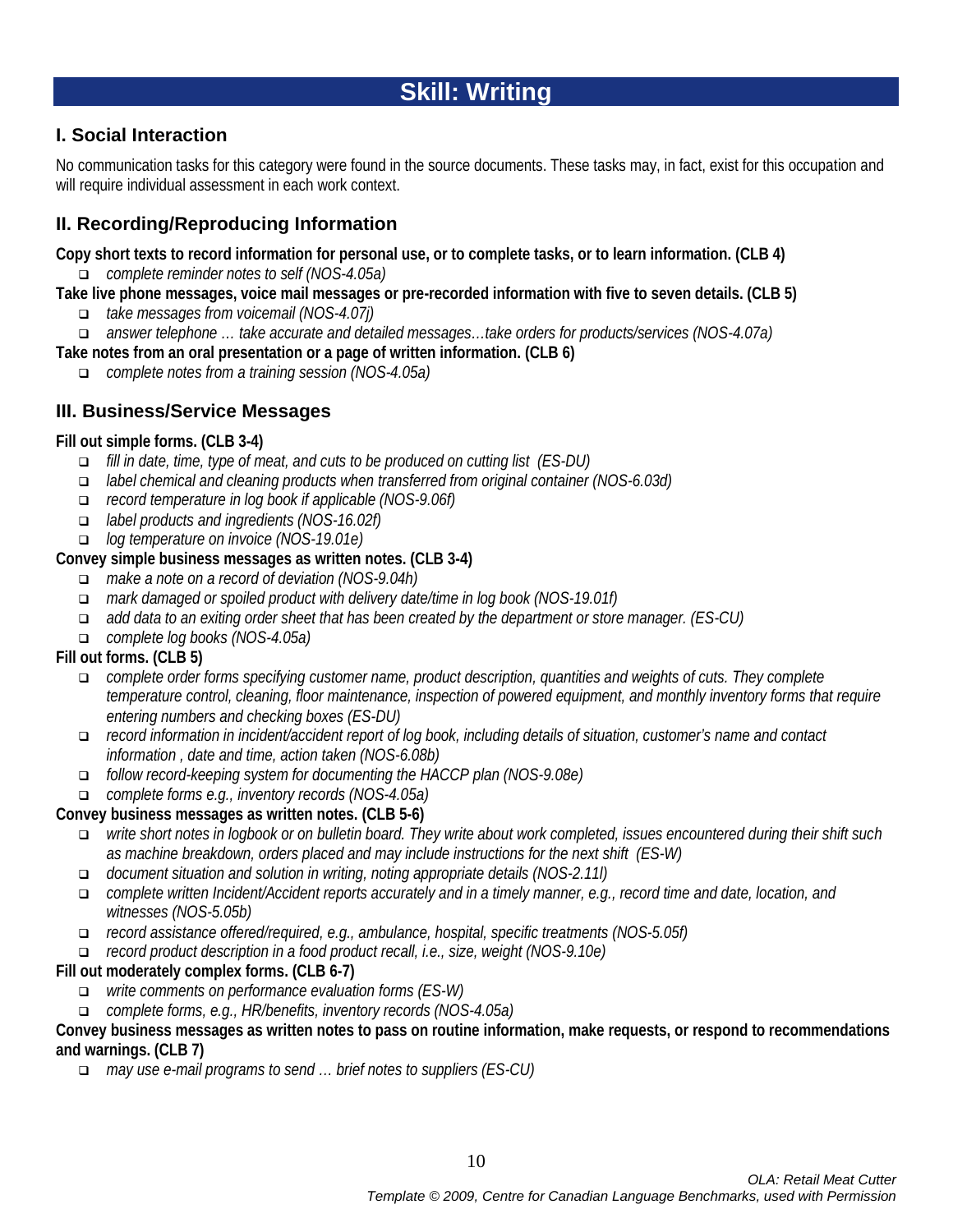# Skill: Writing

## I. Social Interaction

No communication tasks for this category were found in the source documents. These tasks may, in fact, exist for this occupation and will require individual assessment in each work context.

## II. Recording/Reproducing Information

**Copy short texts to record information for personal use, or to complete tasks, or to learn information. (CLB 4)**

- *complete reminder notes to self (NOS-4.05a)*

**Take live phone messages, voice mail messages or pre-recorded information with five to seven details. (CLB 5)**

- *take messages from voicemail (NOS-4.07j)*
- *answer telephone … take accurate and detailed messages…take orders for products/services (NOS-4.07a)*

**Take notes from an oral presentation or a page of written information. (CLB 6)**

- *complete notes from a training session (NOS-4.05a)*

## III. Business/Service Messages

**Fill out simple forms. (CLB 3-4)**

- *fill in date, time, type of meat, and cuts to be produced on cutting list (ES-DU)*
- *label chemical and cleaning products when transferred from original container (NOS-6.03d)*
- *record temperature in log book if applicable (NOS-9.06f)*
- *label products and ingredients (NOS-16.02f)*
- *log temperature on invoice (NOS-19.01e)*

**Convey simple business messages as written notes. (CLB 3-4)**

- *make a note on a record of deviation (NOS-9.04h)*
- *mark damaged or spoiled product with delivery date/time in log book (NOS-19.01f)*
- *add data to an exiting order sheet that has been created by the department or store manager. (ES-CU)*
- *complete log books (NOS-4.05a)*

**Fill out forms. (CLB 5)**

- *complete order forms specifying customer name, product description, quantities and weights of cuts. They complete temperature control, cleaning, floor maintenance, inspection of powered equipment, and monthly inventory forms that require entering numbers and checking boxes (ES-DU)*
- *record information in incident/accident report of log book, including details of situation, customer's name and contact information , date and time, action taken (NOS-6.08b)*
- *follow record-keeping system for documenting the HACCP plan (NOS-9.08e)*
- *complete forms e.g., inventory records (NOS-4.05a)*

**Convey business messages as written notes. (CLB 5-6)**

- *write short notes in logbook or on bulletin board. They write about work completed, issues encountered during their shift such as machine breakdown, orders placed and may include instructions for the next shift (ES-W)*
- *document situation and solution in writing, noting appropriate details (NOS-2.11l)*
- *complete written Incident/Accident reports accurately and in a timely manner, e.g., record time and date, location, and witnesses (NOS-5.05b)*
- *record assistance offered/required, e.g., ambulance, hospital, specific treatments (NOS-5.05f)*
- *record product description in a food product recall, i.e., size, weight (NOS-9.10e)*

**Fill out moderately complex forms. (CLB 6-7)**

- *write comments on performance evaluation forms (ES-W)*
- *complete forms, e.g., HR/benefits, inventory records (NOS-4.05a)*

**Convey business messages as written notes to pass on routine information, make requests, or respond to recommendations and warnings. (CLB 7)**

- *may use e-mail programs to send … brief notes to suppliers (ES-CU)*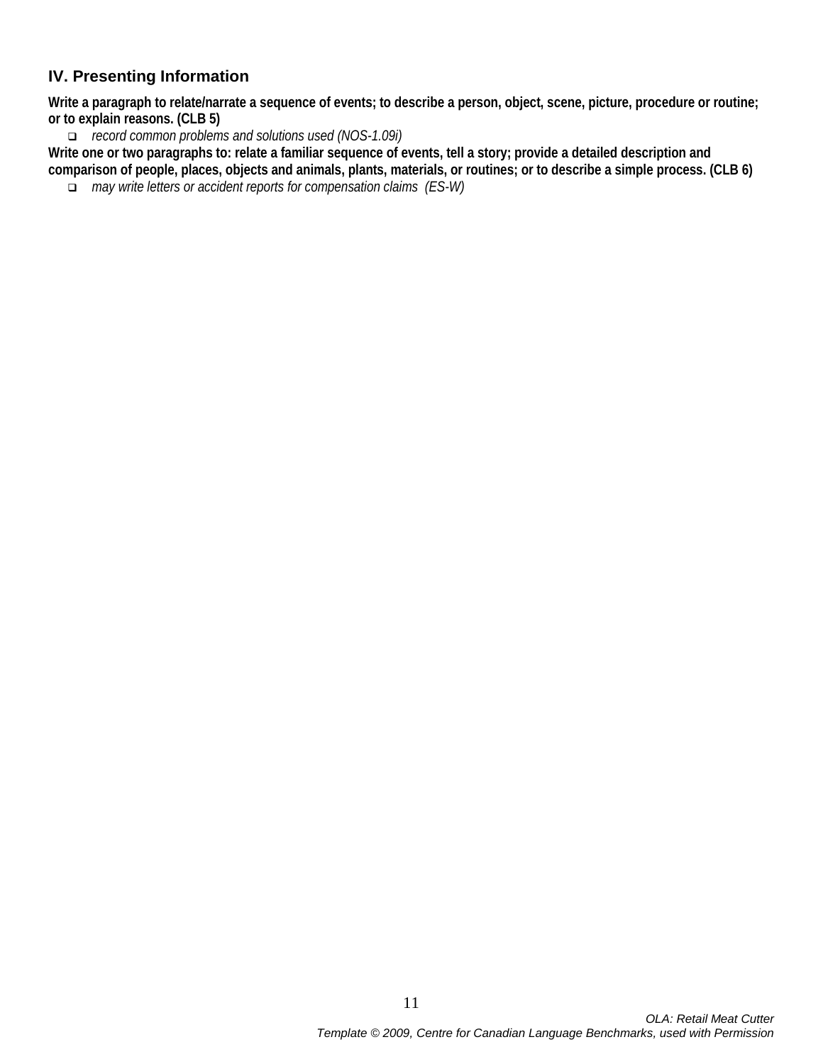## IV. Presenting Information

**Write a paragraph to relate/narrate a sequence of events; to describe a person, object, scene, picture, procedure or routine; or to explain reasons. (CLB 5)**

- *record common problems and solutions used (NOS-1.09i)*

**Write one or two paragraphs to: relate a familiar sequence of events, tell a story; provide a detailed description and comparison of people, places, objects and animals, plants, materials, or routines; or to describe a simple process. (CLB 6)**

- *may write letters or accident reports for compensation claims (ES-W)*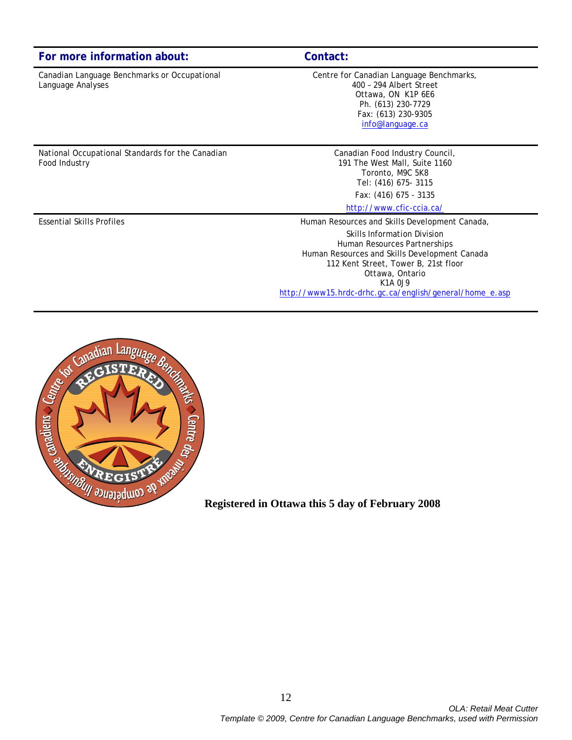| For more information about: | Contact: |
|---|---|
| Canadian Language Benchmarks or Occupational Language Analyses | Centre for Canadian Language Benchmarks,<br>400 – 294 Albert Street<br>Ottawa, ON K1P 6E6<br>Ph. (613) 230-7729<br>Fax: (613) 230-9305<br>info@language.ca |
| National Occupational Standards for the Canadian Food Industry | Canadian Food Industry Council,<br>191 The West Mall, Suite 1160<br>Toronto, M9C 5K8<br>Tel: (416) 675- 3115<br>Fax: (416) 675 - 3135<br>http://www.cfic-ccia.ca/ |
| Essential Skills Profiles | Human Resources and Skills Development Canada,<br>Skills Information Division<br>Human Resources Partnerships<br>Human Resources and Skills Development Canada<br>112 Kent Street, Tower B, 21st floor<br>Ottawa, Ontario<br>K1A 0J9<br>http://www15.hrdc-drhc.gc.ca/english/general/home_e.asp |

Centre for Canadian Language Benchmarks • Centre des niveaux de compétence linguistique canadiens
REGISTERED
ENREGISTRÉ

**Registered in Ottawa this 5 day of February 2008**

*OLA: Retail Meat Cutter*

*Template © 2009, Centre for Canadian Language Benchmarks, used with Permission*